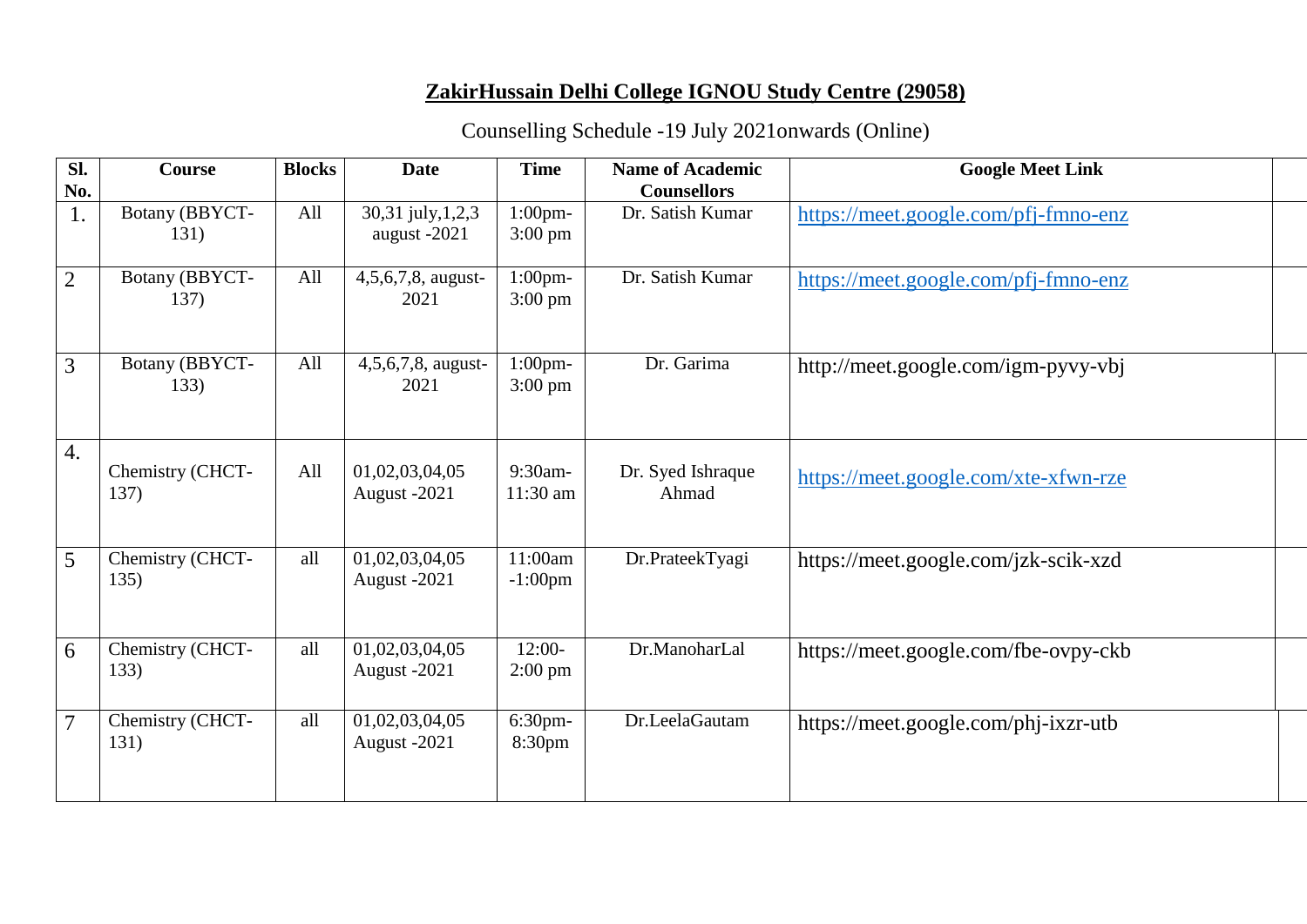## ZakirHussain Delhi College IGNOU Study Centre (29058)

Counselling Schedule -19 July 2021onwards (Online)

| Sl. No. | Course | Blocks | Date | Time | Name of Academic Counsellors | Google Meet Link |
|---|---|---|---|---|---|---|
| 1. | Botany (BBYCT-131) | All | 30,31 july,1,2,3 august -2021 | 1:00pm-3:00 pm | Dr. Satish Kumar | https://meet.google.com/pfj-fmno-enz |
| 2 | Botany (BBYCT-137) | All | 4,5,6,7,8, august-2021 | 1:00pm-3:00 pm | Dr. Satish Kumar | https://meet.google.com/pfj-fmno-enz |
| 3 | Botany (BBYCT-133) | All | 4,5,6,7,8, august-2021 | 1:00pm-3:00 pm | Dr. Garima | http://meet.google.com/igm-pyvy-vbj |
| 4. | Chemistry (CHCT-137) | All | 01,02,03,04,05 August -2021 | 9:30am-11:30 am | Dr. Syed Ishraque Ahmad | https://meet.google.com/xte-xfwn-rze |
| 5 | Chemistry (CHCT-135) | all | 01,02,03,04,05 August -2021 | 11:00am -1:00pm | Dr.PrateekTyagi | https://meet.google.com/jzk-scik-xzd |
| 6 | Chemistry (CHCT-133) | all | 01,02,03,04,05 August -2021 | 12:00-2:00 pm | Dr.ManoharLal | https://meet.google.com/fbe-ovpy-ckb |
| 7 | Chemistry (CHCT-131) | all | 01,02,03,04,05 August -2021 | 6:30pm-8:30pm | Dr.LeelaGautam | https://meet.google.com/phj-ixzr-utb |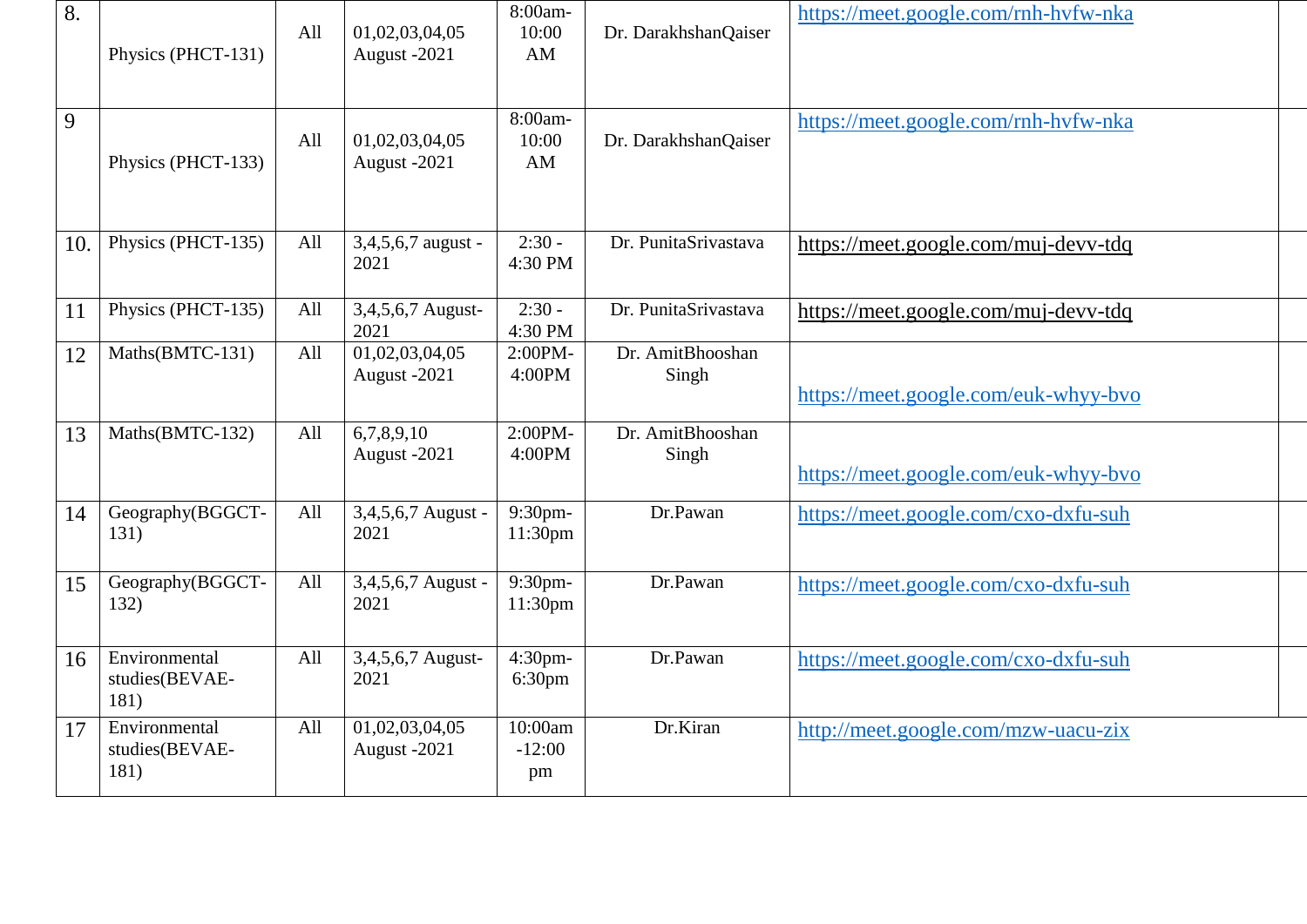| 8. | Physics (PHCT-131) | All | 01,02,03,04,05 August -2021 | 8:00am-10:00 AM | Dr. DarakhshanQaiser | https://meet.google.com/rnh-hvfw-nka | |
|---|---|---|---|---|---|---|---|
| 9 | Physics (PHCT-133) | All | 01,02,03,04,05 August -2021 | 8:00am-10:00 AM | Dr. DarakhshanQaiser | https://meet.google.com/rnh-hvfw-nka | |
| 10. | Physics (PHCT-135) | All | 3,4,5,6,7 august -2021 | 2:30 - 4:30 PM | Dr. PunitaSrivastava | https://meet.google.com/muj-devv-tdq | |
| 11 | Physics (PHCT-135) | All | 3,4,5,6,7 August-2021 | 2:30 - 4:30 PM | Dr. PunitaSrivastava | https://meet.google.com/muj-devv-tdq | |
| 12 | Maths(BMTC-131) | All | 01,02,03,04,05 August -2021 | 2:00PM-4:00PM | Dr. AmitBhooshan Singh | https://meet.google.com/euk-whyy-bvo | |
| 13 | Maths(BMTC-132) | All | 6,7,8,9,10 August -2021 | 2:00PM-4:00PM | Dr. AmitBhooshan Singh | https://meet.google.com/euk-whyy-bvo | |
| 14 | Geography(BGGCT-131) | All | 3,4,5,6,7 August -2021 | 9:30pm-11:30pm | Dr.Pawan | https://meet.google.com/cxo-dxfu-suh | |
| 15 | Geography(BGGCT-132) | All | 3,4,5,6,7 August -2021 | 9:30pm-11:30pm | Dr.Pawan | https://meet.google.com/cxo-dxfu-suh | |
| 16 | Environmental studies(BEVAE-181) | All | 3,4,5,6,7 August-2021 | 4:30pm-6:30pm | Dr.Pawan | https://meet.google.com/cxo-dxfu-suh | |
| 17 | Environmental studies(BEVAE-181) | All | 01,02,03,04,05 August -2021 | 10:00am -12:00 pm | Dr.Kiran | http://meet.google.com/mzw-uacu-zix | |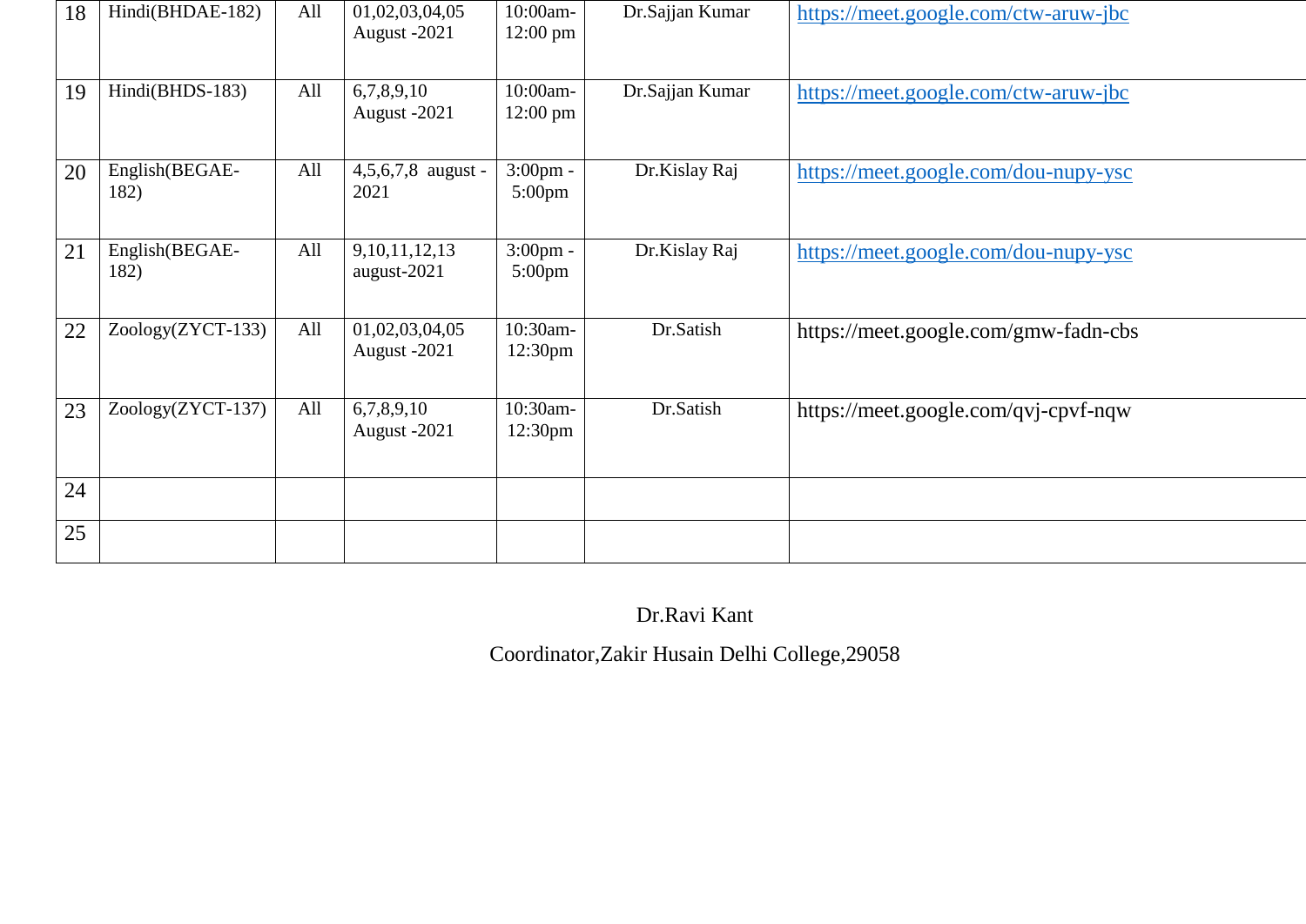| | | | | | | |
|---|---|---|---|---|---|---|
| 18 | Hindi(BHDAE-182) | All | 01,02,03,04,05 August -2021 | 10:00am-12:00 pm | Dr.Sajjan Kumar | https://meet.google.com/ctw-aruw-jbc |
| 19 | Hindi(BHDS-183) | All | 6,7,8,9,10 August -2021 | 10:00am-12:00 pm | Dr.Sajjan Kumar | https://meet.google.com/ctw-aruw-jbc |
| 20 | English(BEGAE-182) | All | 4,5,6,7,8 august -2021 | 3:00pm - 5:00pm | Dr.Kislay Raj | https://meet.google.com/dou-nupy-ysc |
| 21 | English(BEGAE-182) | All | 9,10,11,12,13 august-2021 | 3:00pm - 5:00pm | Dr.Kislay Raj | https://meet.google.com/dou-nupy-ysc |
| 22 | Zoology(ZYCT-133) | All | 01,02,03,04,05 August -2021 | 10:30am-12:30pm | Dr.Satish | https://meet.google.com/gmw-fadn-cbs |
| 23 | Zoology(ZYCT-137) | All | 6,7,8,9,10 August -2021 | 10:30am-12:30pm | Dr.Satish | https://meet.google.com/qvj-cpvf-nqw |
| 24 | | | | | | |
| 25 | | | | | | |

Dr.Ravi Kant

Coordinator,Zakir Husain Delhi College,29058